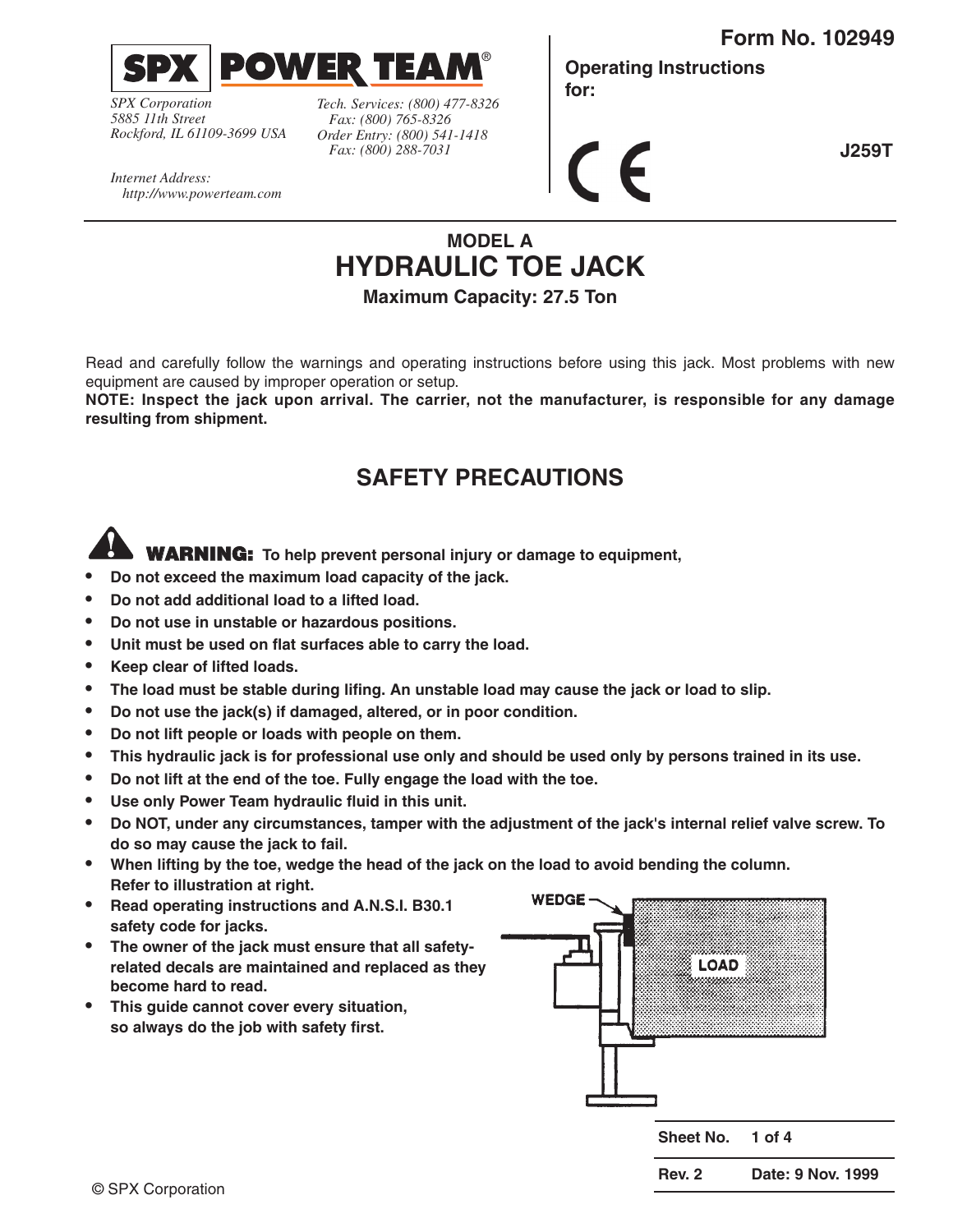**SPX | POWER TEAM®**

*SPX Corporation*
*5885 11th Street*
*Rockford, IL 61109-3699 USA*

*Tech. Services: (800) 477-8326*
*Fax: (800) 765-8326*
*Order Entry: (800) 541-1418*
*Fax: (800) 288-7031*

*Internet Address:*
*http://www.powerteam.com*

**Form No. 102949**

**Operating Instructions for:**

CE

**J259T**

## MODEL A
# HYDRAULIC TOE JACK
### Maximum Capacity: 27.5 Ton

Read and carefully follow the warnings and operating instructions before using this jack. Most problems with new equipment are caused by improper operation or setup.

**NOTE: Inspect the jack upon arrival. The carrier, not the manufacturer, is responsible for any damage resulting from shipment.**

## SAFETY PRECAUTIONS

**WARNING: To help prevent personal injury or damage to equipment,**

- **Do not exceed the maximum load capacity of the jack.**
- **Do not add additional load to a lifted load.**
- **Do not use in unstable or hazardous positions.**
- **Unit must be used on flat surfaces able to carry the load.**
- **Keep clear of lifted loads.**
- **The load must be stable during lifing. An unstable load may cause the jack or load to slip.**
- **Do not use the jack(s) if damaged, altered, or in poor condition.**
- **Do not lift people or loads with people on them.**
- **This hydraulic jack is for professional use only and should be used only by persons trained in its use.**
- **Do not lift at the end of the toe. Fully engage the load with the toe.**
- **Use only Power Team hydraulic fluid in this unit.**
- **Do NOT, under any circumstances, tamper with the adjustment of the jack's internal relief valve screw. To do so may cause the jack to fail.**
- **When lifting by the toe, wedge the head of the jack on the load to avoid bending the column. Refer to illustration at right.**
- **Read operating instructions and A.N.S.I. B30.1 safety code for jacks.**
- **The owner of the jack must ensure that all safety-related decals are maintained and replaced as they become hard to read.**
- **This guide cannot cover every situation, so always do the job with safety first.**

WEDGE
LOAD

**Rev. 2** **Date: 9 Nov. 1999**

© SPX Corporation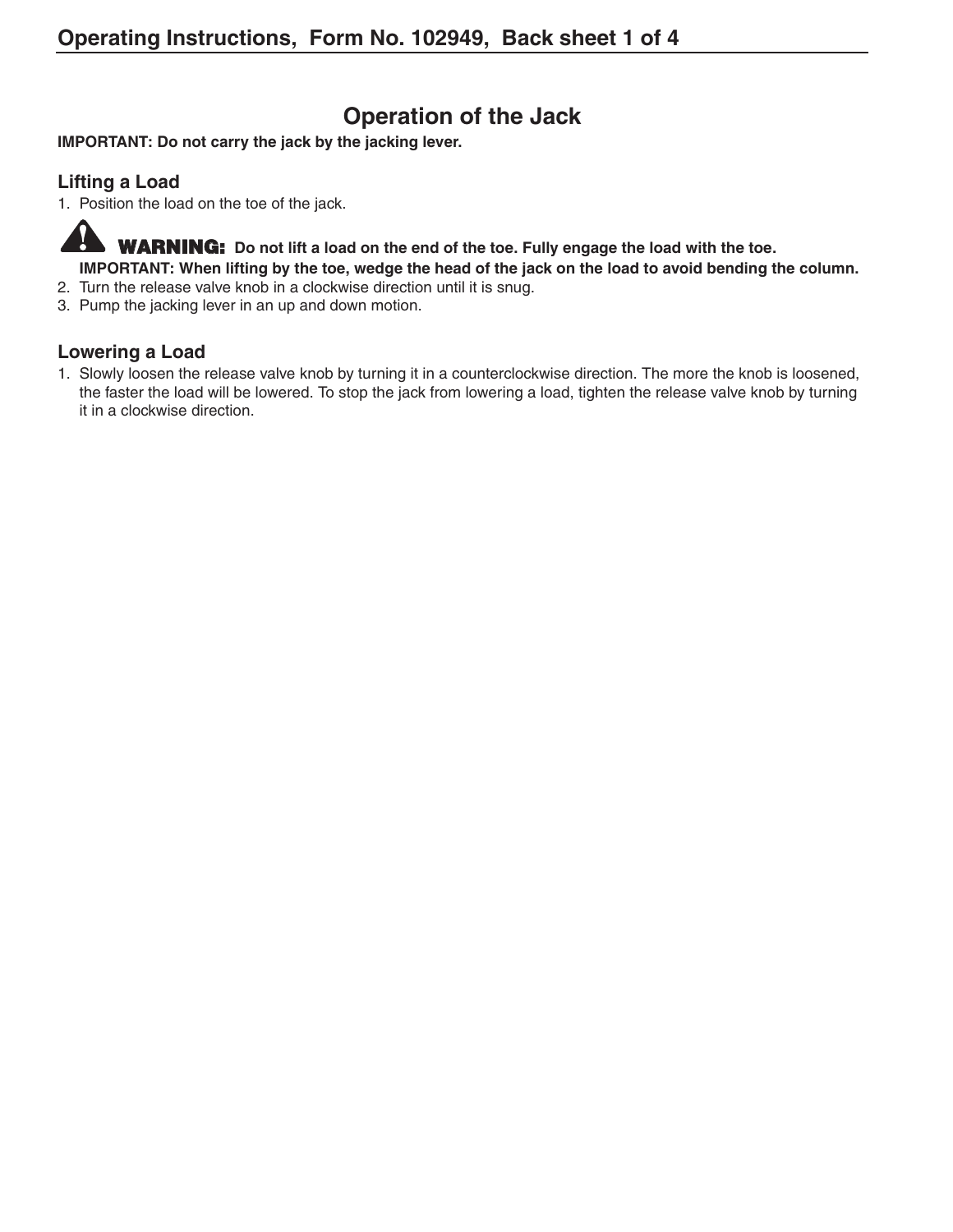# Operation of the Jack

**IMPORTANT: Do not carry the jack by the jacking lever.**

## Lifting a Load

1. Position the load on the toe of the jack.

**WARNING: Do not lift a load on the end of the toe. Fully engage the load with the toe.**
**IMPORTANT: When lifting by the toe, wedge the head of the jack on the load to avoid bending the column.**

2. Turn the release valve knob in a clockwise direction until it is snug.
3. Pump the jacking lever in an up and down motion.

## Lowering a Load

1. Slowly loosen the release valve knob by turning it in a counterclockwise direction. The more the knob is loosened, the faster the load will be lowered. To stop the jack from lowering a load, tighten the release valve knob by turning it in a clockwise direction.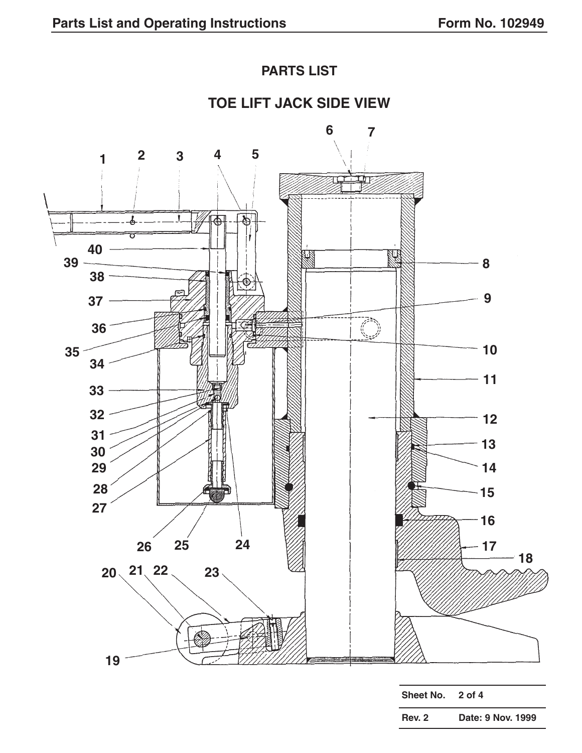## PARTS LIST

### TOE LIFT JACK SIDE VIEW

| Sheet No. | 2 of 4 |
| --- | --- |
| Rev. 2 | Date: 9 Nov. 1999 |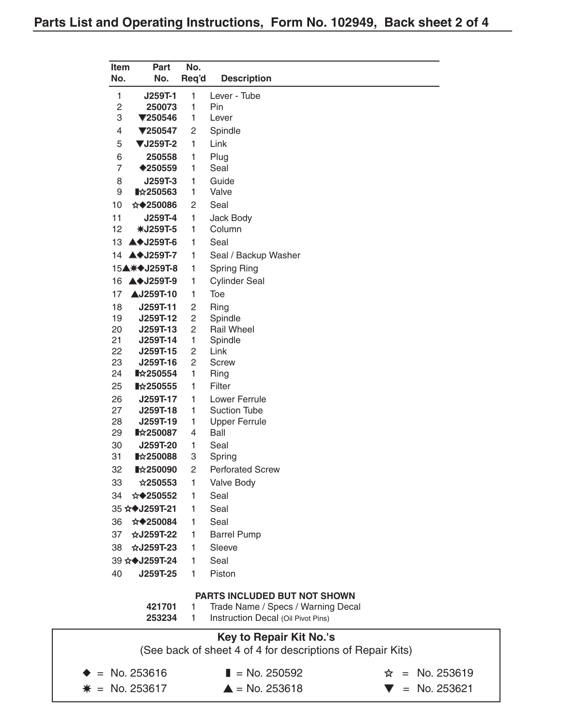## Parts List and Operating Instructions, Form No. 102949, Back sheet 2 of 4

| Item No. | Part No. | No. Req'd | Description |
|---|---|---|---|
| 1 | **J259T-1** | 1 | Lever - Tube |
| 2 | **250073** | 1 | Pin |
| 3 | **▼250546** | 1 | Lever |
| 4 | **▼250547** | 2 | Spindle |
| 5 | **▼J259T-2** | 1 | Link |
| 6 | **250558** | 1 | Plug |
| 7 | **◆250559** | 1 | Seal |
| 8 | **J259T-3** | 1 | Guide |
| 9 | **▮☆250563** | 1 | Valve |
| 10 | **☆◆250086** | 2 | Seal |
| 11 | **J259T-4** | 1 | Jack Body |
| 12 | **✷J259T-5** | 1 | Column |
| 13 | **▲◆J259T-6** | 1 | Seal |
| 14 | **▲◆J259T-7** | 1 | Seal / Backup Washer |
| 15 | **▲✷◆J259T-8** | 1 | Spring Ring |
| 16 | **▲◆J259T-9** | 1 | Cylinder Seal |
| 17 | **▲J259T-10** | 1 | Toe |
| 18 | **J259T-11** | 2 | Ring |
| 19 | **J259T-12** | 2 | Spindle |
| 20 | **J259T-13** | 2 | Rail Wheel |
| 21 | **J259T-14** | 1 | Spindle |
| 22 | **J259T-15** | 2 | Link |
| 23 | **J259T-16** | 2 | Screw |
| 24 | **▮☆250554** | 1 | Ring |
| 25 | **▮☆250555** | 1 | Filter |
| 26 | **J259T-17** | 1 | Lower Ferrule |
| 27 | **J259T-18** | 1 | Suction Tube |
| 28 | **J259T-19** | 1 | Upper Ferrule |
| 29 | **▮☆250087** | 4 | Ball |
| 30 | **J259T-20** | 1 | Seal |
| 31 | **▮☆250088** | 3 | Spring |
| 32 | **▮☆250090** | 2 | Perforated Screw |
| 33 | **☆250553** | 1 | Valve Body |
| 34 | **☆◆250552** | 1 | Seal |
| 35 | **☆◆J259T-21** | 1 | Seal |
| 36 | **☆◆250084** | 1 | Seal |
| 37 | **☆J259T-22** | 1 | Barrel Pump |
| 38 | **☆J259T-23** | 1 | Sleeve |
| 39 | **☆◆J259T-24** | 1 | Seal |
| 40 | **J259T-25** | 1 | Piston |

**PARTS INCLUDED BUT NOT SHOWN**

| Part No. | No. Req'd | Description |
|---|---|---|
| **421701** | 1 | Trade Name / Specs / Warning Decal |
| **253234** | 1 | Instruction Decal (Oil Pivot Pins) |

**Key to Repair Kit No.'s**

(See back of sheet 4 of 4 for descriptions of Repair Kits)

| | | |
|---|---|---|
| ◆ = No. 253616 | ▮ = No. 250592 | ☆ = No. 253619 |
| ✷ = No. 253617 | ▲ = No. 253618 | ▼ = No. 253621 |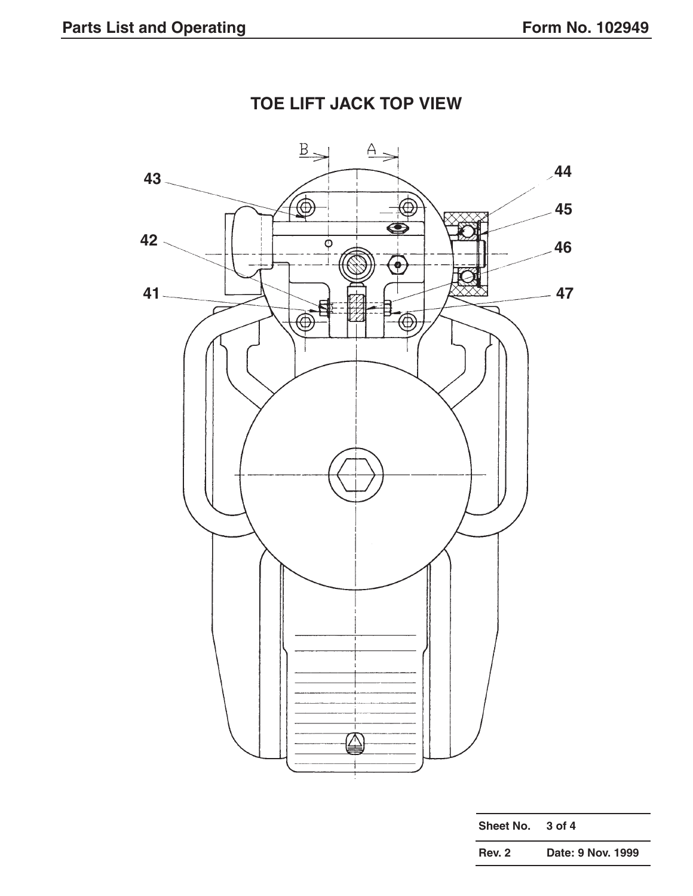# TOE LIFT JACK TOP VIEW

B A

43 44

45

42 46

41 47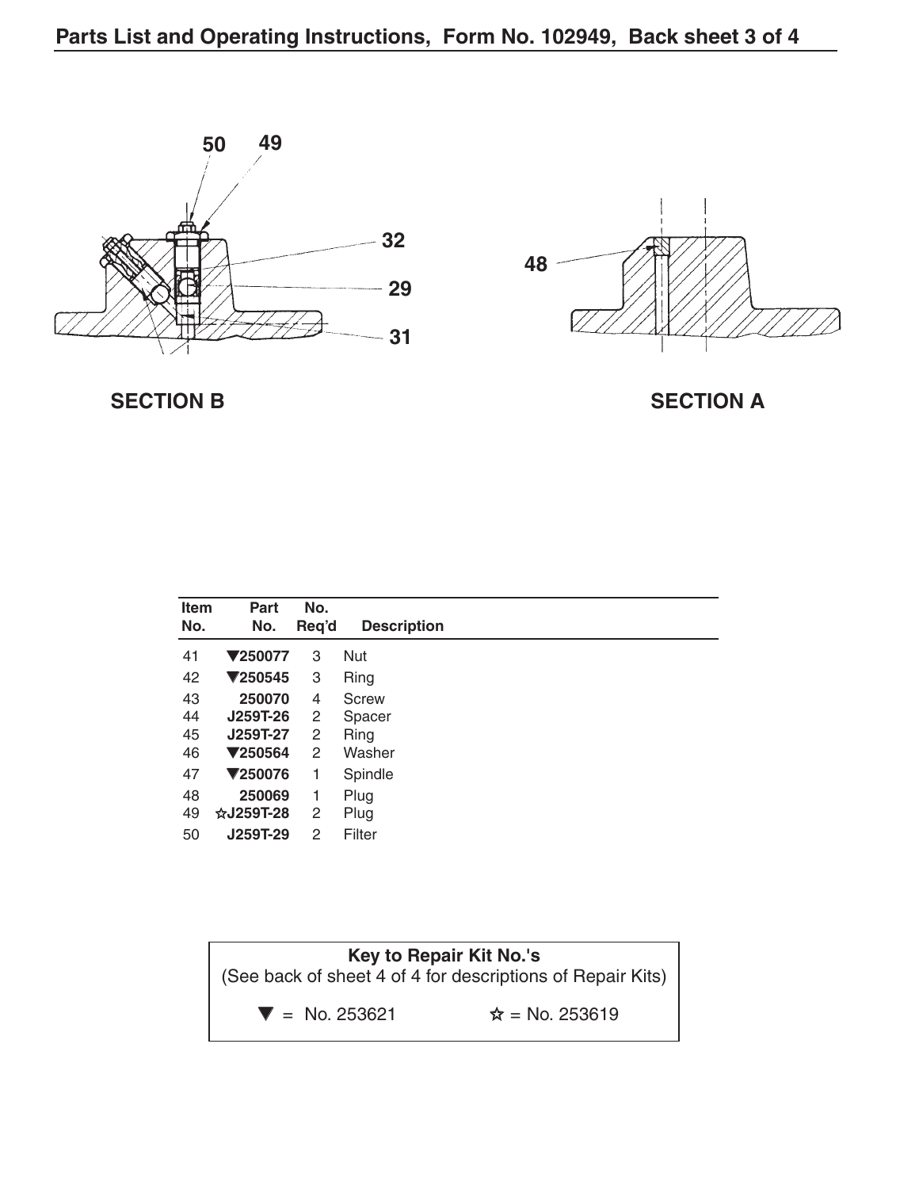50 49

32

29

31

SECTION B

48

SECTION A

| Item No. | Part No. | No. Req'd | Description |
|---|---|---|---|
| 41 | ▼250077 | 3 | Nut |
| 42 | ▼250545 | 3 | Ring |
| 43 | 250070 | 4 | Screw |
| 44 | J259T-26 | 2 | Spacer |
| 45 | J259T-27 | 2 | Ring |
| 46 | ▼250564 | 2 | Washer |
| 47 | ▼250076 | 1 | Spindle |
| 48 | 250069 | 1 | Plug |
| 49 | ☆J259T-28 | 2 | Plug |
| 50 | J259T-29 | 2 | Filter |

**Key to Repair Kit No.'s**
(See back of sheet 4 of 4 for descriptions of Repair Kits)

▼ = No. 253621 ☆ = No. 253619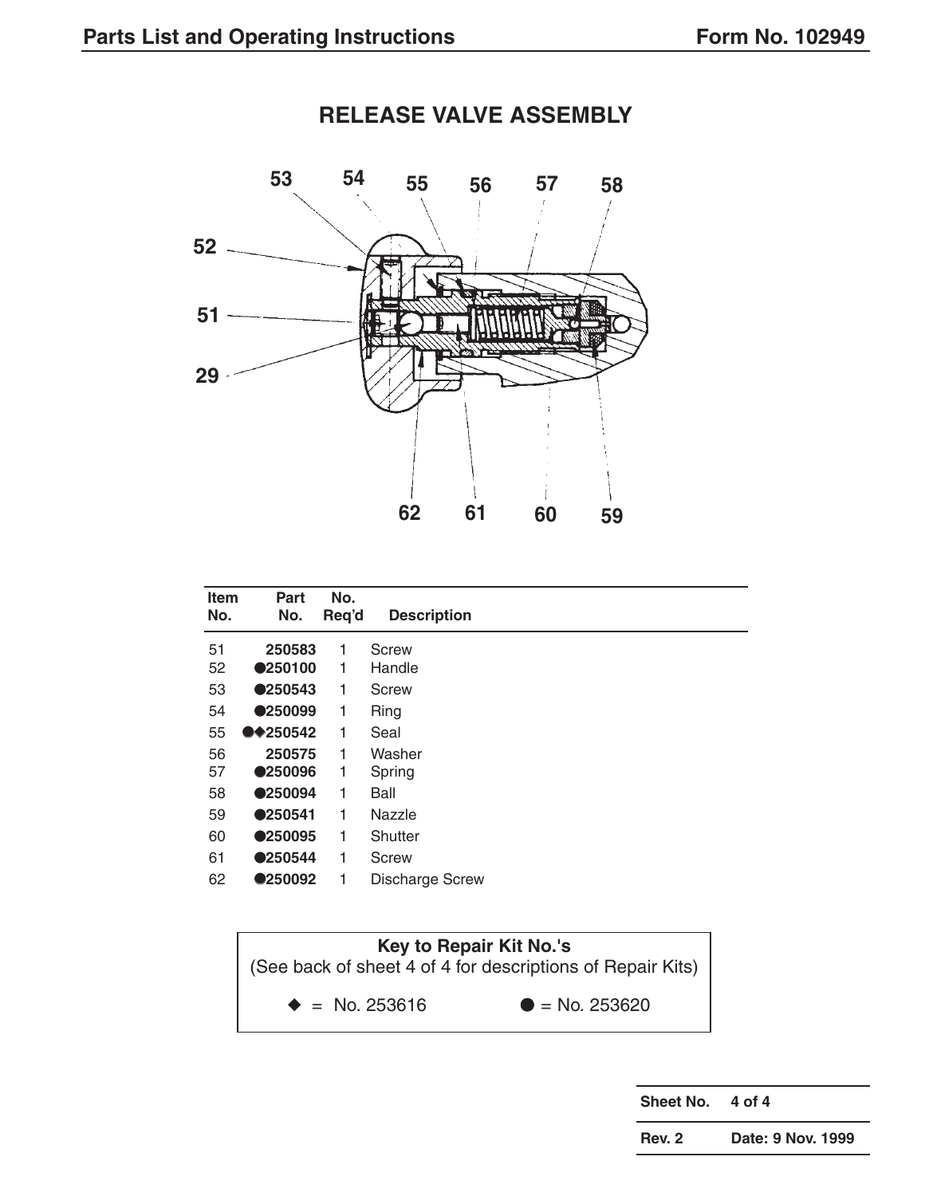## RELEASE VALVE ASSEMBLY

| Item No. | Part No. | No. Req'd | Description |
|---|---|---|---|
| 51 | 250583 | 1 | Screw |
| 52 | ●250100 | 1 | Handle |
| 53 | ●250543 | 1 | Screw |
| 54 | ●250099 | 1 | Ring |
| 55 | ●◆250542 | 1 | Seal |
| 56 | 250575 | 1 | Washer |
| 57 | ●250096 | 1 | Spring |
| 58 | ●250094 | 1 | Ball |
| 59 | ●250541 | 1 | Nazzle |
| 60 | ●250095 | 1 | Shutter |
| 61 | ●250544 | 1 | Screw |
| 62 | ●250092 | 1 | Discharge Screw |

**Key to Repair Kit No.'s**
(See back of sheet 4 of 4 for descriptions of Repair Kits)

◆ = No. 253616 ● = No. 253620

| Sheet No. | 4 of 4 |
|---|---|
| Rev. 2 | Date: 9 Nov. 1999 |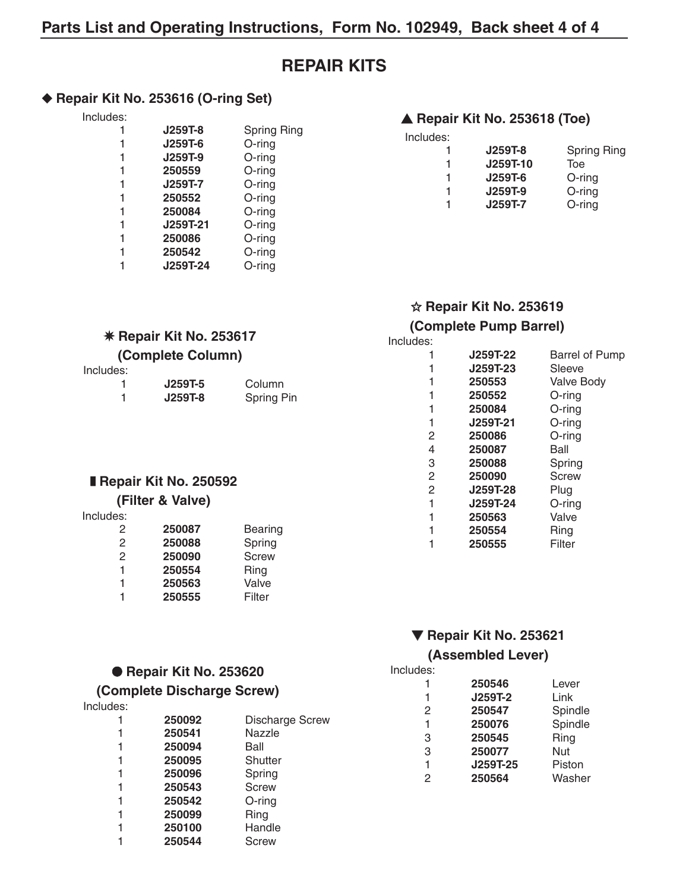# REPAIR KITS

### ◆ Repair Kit No. 253616 (O-ring Set)

Includes:

| | | |
|---|---|---|
| 1 | **J259T-8** | Spring Ring |
| 1 | **J259T-6** | O-ring |
| 1 | **J259T-9** | O-ring |
| 1 | **250559** | O-ring |
| 1 | **J259T-7** | O-ring |
| 1 | **250552** | O-ring |
| 1 | **250084** | O-ring |
| 1 | **J259T-21** | O-ring |
| 1 | **250086** | O-ring |
| 1 | **250542** | O-ring |
| 1 | **J259T-24** | O-ring |

### ▲ Repair Kit No. 253618 (Toe)

Includes:

| | | |
|---|---|---|
| 1 | **J259T-8** | Spring Ring |
| 1 | **J259T-10** | Toe |
| 1 | **J259T-6** | O-ring |
| 1 | **J259T-9** | O-ring |
| 1 | **J259T-7** | O-ring |

### ✷ Repair Kit No. 253617 (Complete Column)

Includes:

| | | |
|---|---|---|
| 1 | **J259T-5** | Column |
| 1 | **J259T-8** | Spring Pin |

### ☆ Repair Kit No. 253619 (Complete Pump Barrel)

Includes:

| | | |
|---|---|---|
| 1 | **J259T-22** | Barrel of Pump |
| 1 | **J259T-23** | Sleeve |
| 1 | **250553** | Valve Body |
| 1 | **250552** | O-ring |
| 1 | **250084** | O-ring |
| 1 | **J259T-21** | O-ring |
| 2 | **250086** | O-ring |
| 4 | **250087** | Ball |
| 3 | **250088** | Spring |
| 2 | **250090** | Screw |
| 2 | **J259T-28** | Plug |
| 1 | **J259T-24** | O-ring |
| 1 | **250563** | Valve |
| 1 | **250554** | Ring |
| 1 | **250555** | Filter |

### ▮ Repair Kit No. 250592 (Filter & Valve)

Includes:

| | | |
|---|---|---|
| 2 | **250087** | Bearing |
| 2 | **250088** | Spring |
| 2 | **250090** | Screw |
| 1 | **250554** | Ring |
| 1 | **250563** | Valve |
| 1 | **250555** | Filter |

### ▼ Repair Kit No. 253621 (Assembled Lever)

Includes:

| | | |
|---|---|---|
| 1 | **250546** | Lever |
| 1 | **J259T-2** | Link |
| 2 | **250547** | Spindle |
| 1 | **250076** | Spindle |
| 3 | **250545** | Ring |
| 3 | **250077** | Nut |
| 1 | **J259T-25** | Piston |
| 2 | **250564** | Washer |

### ● Repair Kit No. 253620 (Complete Discharge Screw)

Includes:

| | | |
|---|---|---|
| 1 | **250092** | Discharge Screw |
| 1 | **250541** | Nazzle |
| 1 | **250094** | Ball |
| 1 | **250095** | Shutter |
| 1 | **250096** | Spring |
| 1 | **250543** | Screw |
| 1 | **250542** | O-ring |
| 1 | **250099** | Ring |
| 1 | **250100** | Handle |
| 1 | **250544** | Screw |